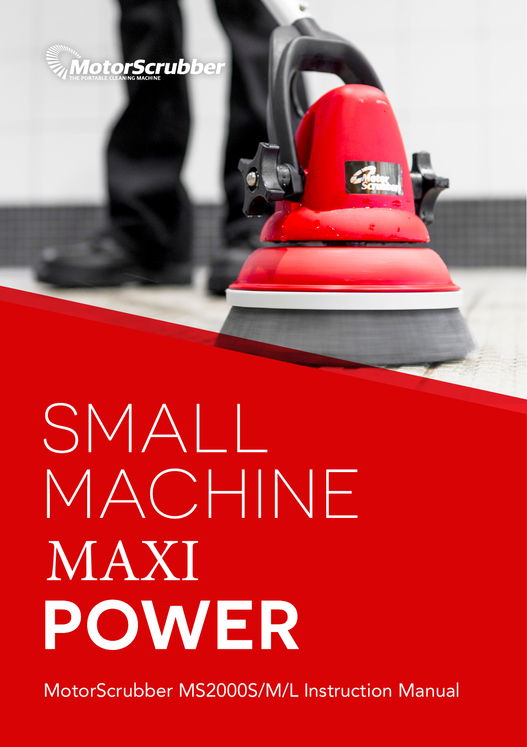MotorScrubber

THE PORTABLE CLEANING MACHINE

# SMALL MACHINE MAXI POWER

MotorScrubber MS2000S/M/L Instruction Manual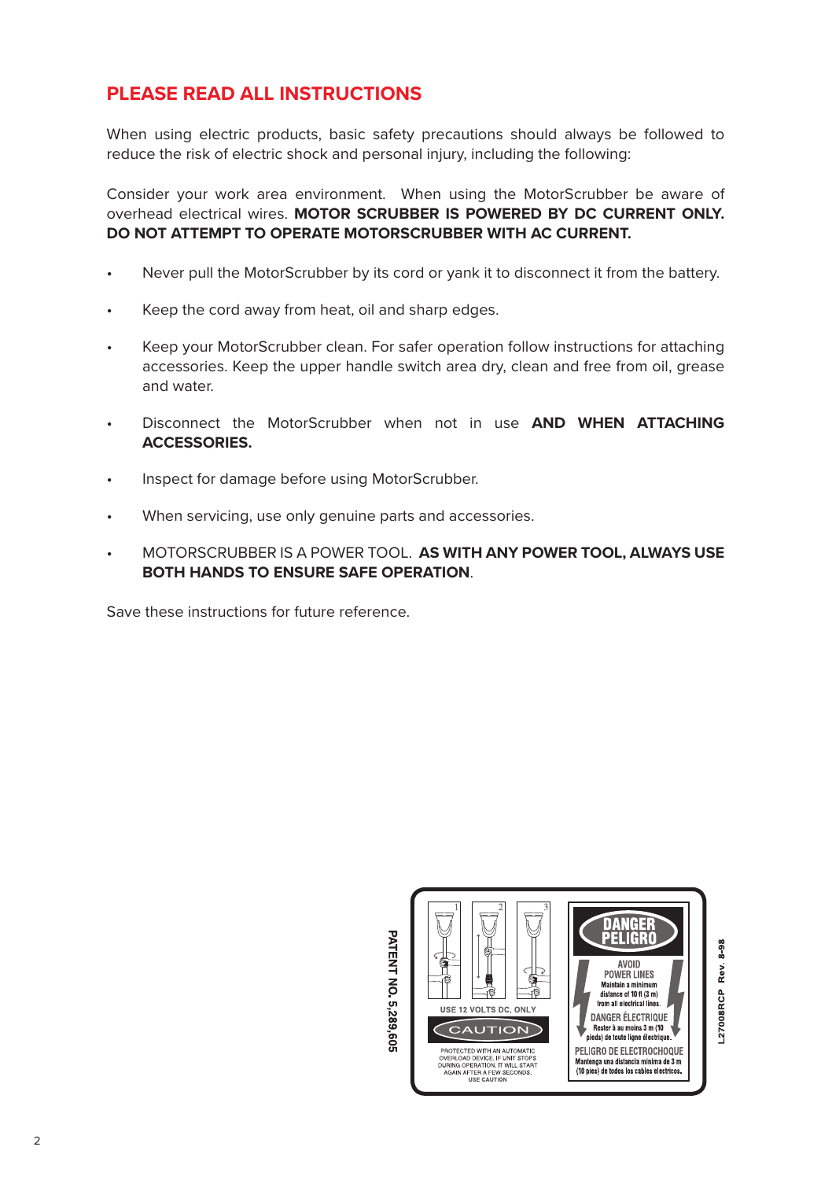## PLEASE READ ALL INSTRUCTIONS

When using electric products, basic safety precautions should always be followed to reduce the risk of electric shock and personal injury, including the following:

Consider your work area environment. When using the MotorScrubber be aware of overhead electrical wires. **MOTOR SCRUBBER IS POWERED BY DC CURRENT ONLY. DO NOT ATTEMPT TO OPERATE MOTORSCRUBBER WITH AC CURRENT.**

- Never pull the MotorScrubber by its cord or yank it to disconnect it from the battery.
- Keep the cord away from heat, oil and sharp edges.
- Keep your MotorScrubber clean. For safer operation follow instructions for attaching accessories. Keep the upper handle switch area dry, clean and free from oil, grease and water.
- Disconnect the MotorScrubber when not in use **AND WHEN ATTACHING ACCESSORIES.**
- Inspect for damage before using MotorScrubber.
- When servicing, use only genuine parts and accessories.
- MOTORSCRUBBER IS A POWER TOOL. **AS WITH ANY POWER TOOL, ALWAYS USE BOTH HANDS TO ENSURE SAFE OPERATION**.

Save these instructions for future reference.

PATENT NO. 5,289,605

USE 12 VOLTS DC, ONLY

CAUTION

PROTECTED WITH AN AUTOMATIC OVERLOAD DEVICE. IF UNIT STOPS DURING OPERATION, IT WILL START AGAIN AFTER A FEW SECONDS. USE CAUTION

DANGER PELIGRO

AVOID POWER LINES
Maintain a minimum distance of 10 ft (3 m) from all electrical lines.

DANGER ÉLECTRIQUE
Rester à au moins 3 m (10 pieds) de toute ligne électrique.

PELIGRO DE ELECTROCHOQUE
Mantenga una distancia mínima de 3 m (10 pies) de todos los cables eléctricos.

L27008RCP Rev. 8-98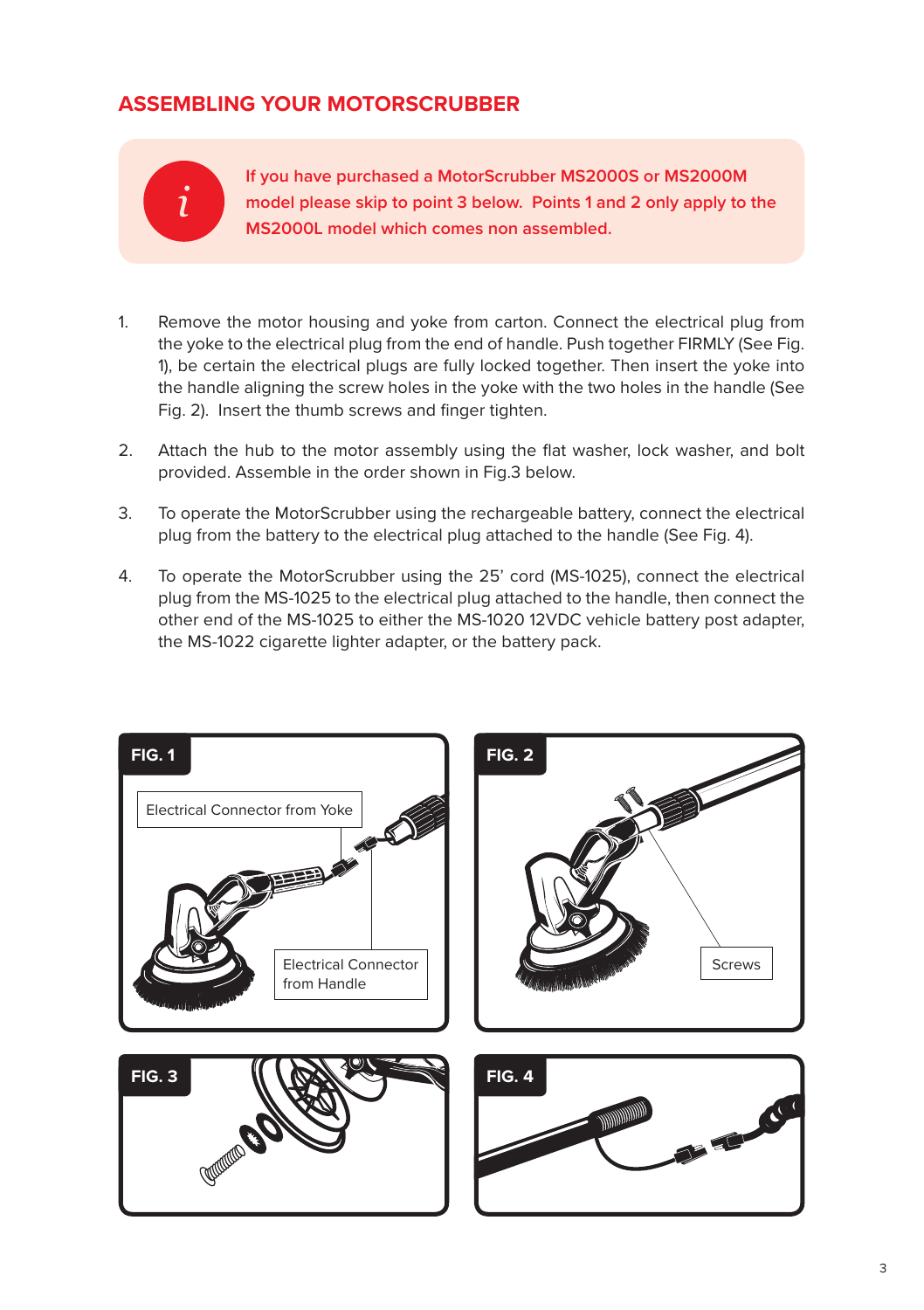## ASSEMBLING YOUR MOTORSCRUBBER

**If you have purchased a MotorScrubber MS2000S or MS2000M model please skip to point 3 below. Points 1 and 2 only apply to the MS2000L model which comes non assembled.**

1. Remove the motor housing and yoke from carton. Connect the electrical plug from the yoke to the electrical plug from the end of handle. Push together FIRMLY (See Fig. 1), be certain the electrical plugs are fully locked together. Then insert the yoke into the handle aligning the screw holes in the yoke with the two holes in the handle (See Fig. 2). Insert the thumb screws and finger tighten.

2. Attach the hub to the motor assembly using the flat washer, lock washer, and bolt provided. Assemble in the order shown in Fig.3 below.

3. To operate the MotorScrubber using the rechargeable battery, connect the electrical plug from the battery to the electrical plug attached to the handle (See Fig. 4).

4. To operate the MotorScrubber using the 25' cord (MS-1025), connect the electrical plug from the MS-1025 to the electrical plug attached to the handle, then connect the other end of the MS-1025 to either the MS-1020 12VDC vehicle battery post adapter, the MS-1022 cigarette lighter adapter, or the battery pack.

**FIG. 1**

Electrical Connector from Yoke

Electrical Connector from Handle

**FIG. 2**

Screws

**FIG. 3**

**FIG. 4**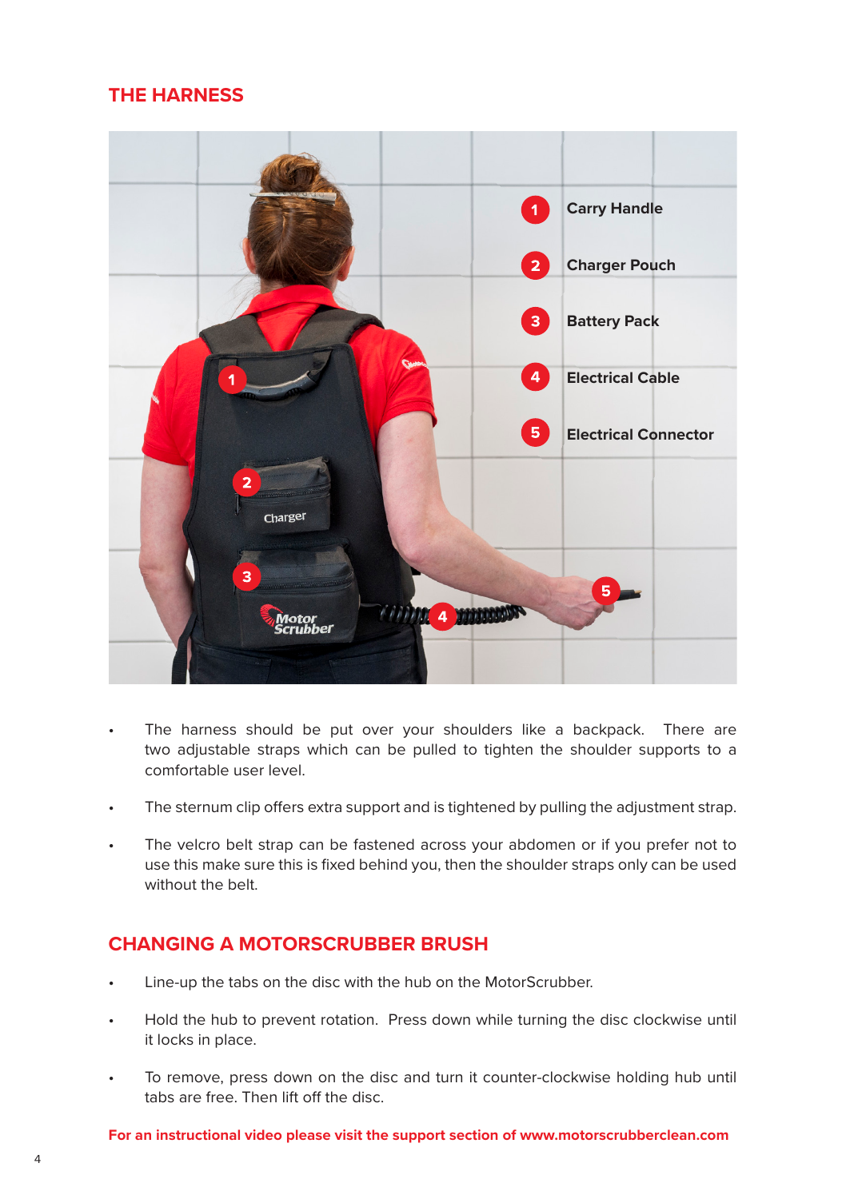## THE HARNESS

1. Carry Handle
2. Charger Pouch
3. Battery Pack
4. Electrical Cable
5. Electrical Connector

- The harness should be put over your shoulders like a backpack. There are two adjustable straps which can be pulled to tighten the shoulder supports to a comfortable user level.
- The sternum clip offers extra support and is tightened by pulling the adjustment strap.
- The velcro belt strap can be fastened across your abdomen or if you prefer not to use this make sure this is fixed behind you, then the shoulder straps only can be used without the belt.

## CHANGING A MOTORSCRUBBER BRUSH

- Line-up the tabs on the disc with the hub on the MotorScrubber.
- Hold the hub to prevent rotation. Press down while turning the disc clockwise until it locks in place.
- To remove, press down on the disc and turn it counter-clockwise holding hub until tabs are free. Then lift off the disc.

**For an instructional video please visit the support section of www.motorscrubberclean.com**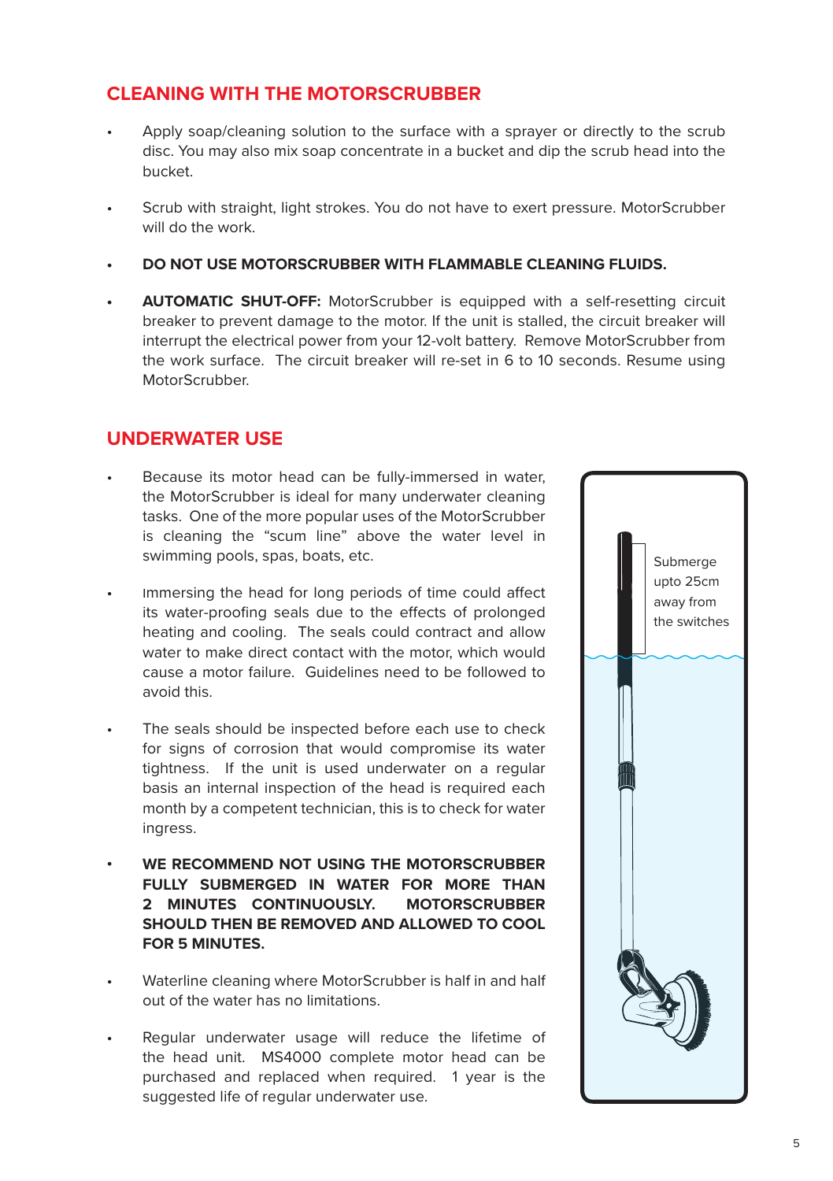## CLEANING WITH THE MOTORSCRUBBER

- Apply soap/cleaning solution to the surface with a sprayer or directly to the scrub disc. You may also mix soap concentrate in a bucket and dip the scrub head into the bucket.
- Scrub with straight, light strokes. You do not have to exert pressure. MotorScrubber will do the work.
- **DO NOT USE MOTORSCRUBBER WITH FLAMMABLE CLEANING FLUIDS.**
- **AUTOMATIC SHUT-OFF:** MotorScrubber is equipped with a self-resetting circuit breaker to prevent damage to the motor. If the unit is stalled, the circuit breaker will interrupt the electrical power from your 12-volt battery. Remove MotorScrubber from the work surface. The circuit breaker will re-set in 6 to 10 seconds. Resume using MotorScrubber.

## UNDERWATER USE

- Because its motor head can be fully-immersed in water, the MotorScrubber is ideal for many underwater cleaning tasks. One of the more popular uses of the MotorScrubber is cleaning the "scum line" above the water level in swimming pools, spas, boats, etc.
- Immersing the head for long periods of time could affect its water-proofing seals due to the effects of prolonged heating and cooling. The seals could contract and allow water to make direct contact with the motor, which would cause a motor failure. Guidelines need to be followed to avoid this.
- The seals should be inspected before each use to check for signs of corrosion that would compromise its water tightness. If the unit is used underwater on a regular basis an internal inspection of the head is required each month by a competent technician, this is to check for water ingress.
- **WE RECOMMEND NOT USING THE MOTORSCRUBBER FULLY SUBMERGED IN WATER FOR MORE THAN 2 MINUTES CONTINUOUSLY. MOTORSCRUBBER SHOULD THEN BE REMOVED AND ALLOWED TO COOL FOR 5 MINUTES.**
- Waterline cleaning where MotorScrubber is half in and half out of the water has no limitations.
- Regular underwater usage will reduce the lifetime of the head unit. MS4000 complete motor head can be purchased and replaced when required. 1 year is the suggested life of regular underwater use.

Submerge upto 25cm away from the switches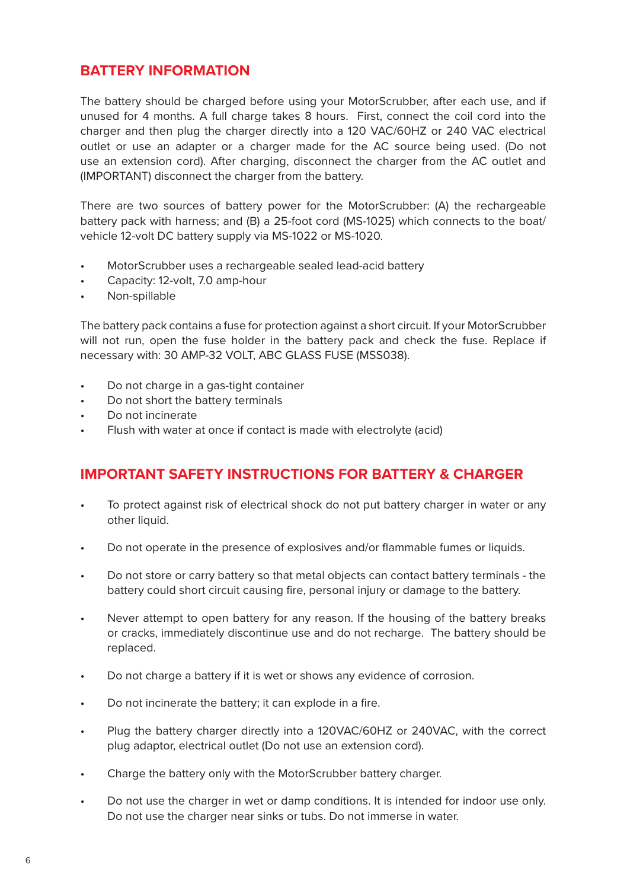## BATTERY INFORMATION

The battery should be charged before using your MotorScrubber, after each use, and if unused for 4 months. A full charge takes 8 hours. First, connect the coil cord into the charger and then plug the charger directly into a 120 VAC/60HZ or 240 VAC electrical outlet or use an adapter or a charger made for the AC source being used. (Do not use an extension cord). After charging, disconnect the charger from the AC outlet and (IMPORTANT) disconnect the charger from the battery.

There are two sources of battery power for the MotorScrubber: (A) the rechargeable battery pack with harness; and (B) a 25-foot cord (MS-1025) which connects to the boat/vehicle 12-volt DC battery supply via MS-1022 or MS-1020.

- MotorScrubber uses a rechargeable sealed lead-acid battery
- Capacity: 12-volt, 7.0 amp-hour
- Non-spillable

The battery pack contains a fuse for protection against a short circuit. If your MotorScrubber will not run, open the fuse holder in the battery pack and check the fuse. Replace if necessary with: 30 AMP-32 VOLT, ABC GLASS FUSE (MSS038).

- Do not charge in a gas-tight container
- Do not short the battery terminals
- Do not incinerate
- Flush with water at once if contact is made with electrolyte (acid)

## IMPORTANT SAFETY INSTRUCTIONS FOR BATTERY & CHARGER

- To protect against risk of electrical shock do not put battery charger in water or any other liquid.
- Do not operate in the presence of explosives and/or flammable fumes or liquids.
- Do not store or carry battery so that metal objects can contact battery terminals - the battery could short circuit causing fire, personal injury or damage to the battery.
- Never attempt to open battery for any reason. If the housing of the battery breaks or cracks, immediately discontinue use and do not recharge. The battery should be replaced.
- Do not charge a battery if it is wet or shows any evidence of corrosion.
- Do not incinerate the battery; it can explode in a fire.
- Plug the battery charger directly into a 120VAC/60HZ or 240VAC, with the correct plug adaptor, electrical outlet (Do not use an extension cord).
- Charge the battery only with the MotorScrubber battery charger.
- Do not use the charger in wet or damp conditions. It is intended for indoor use only. Do not use the charger near sinks or tubs. Do not immerse in water.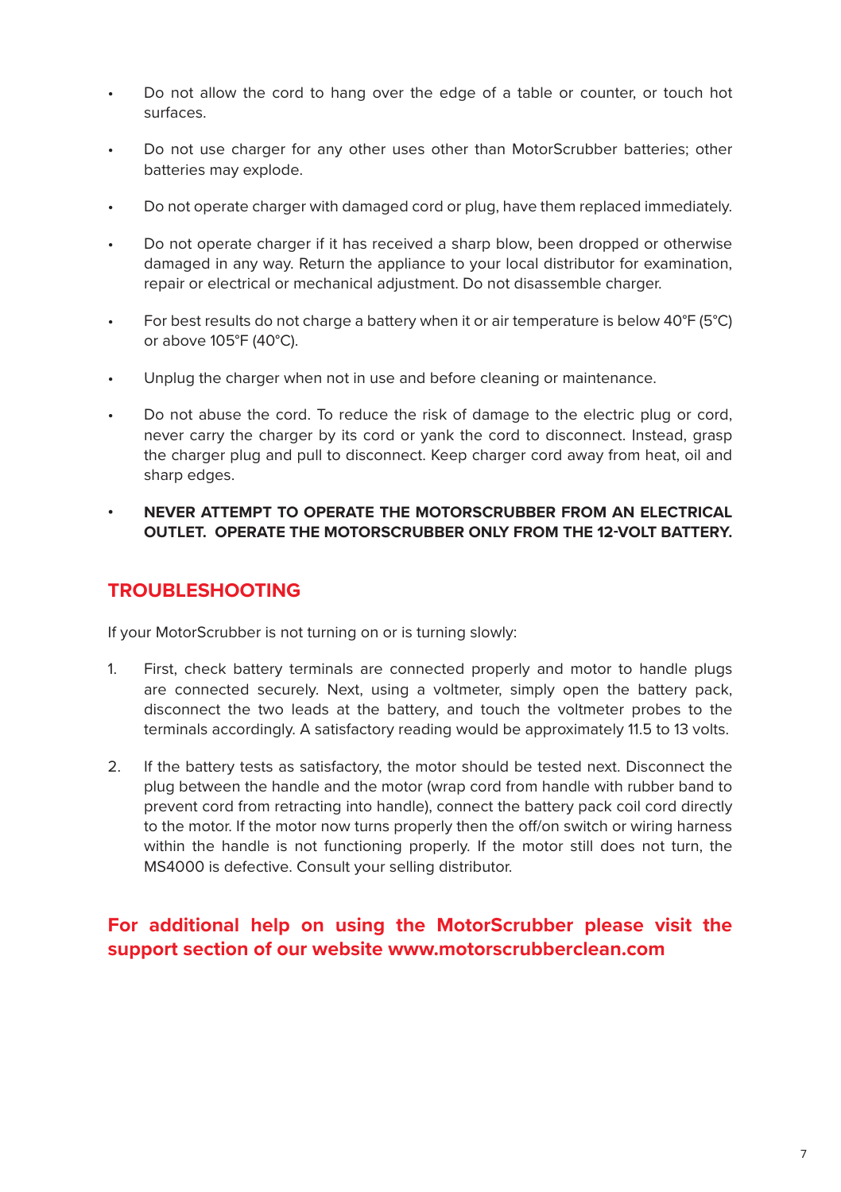- Do not allow the cord to hang over the edge of a table or counter, or touch hot surfaces.
- Do not use charger for any other uses other than MotorScrubber batteries; other batteries may explode.
- Do not operate charger with damaged cord or plug, have them replaced immediately.
- Do not operate charger if it has received a sharp blow, been dropped or otherwise damaged in any way. Return the appliance to your local distributor for examination, repair or electrical or mechanical adjustment. Do not disassemble charger.
- For best results do not charge a battery when it or air temperature is below 40°F (5°C) or above 105°F (40°C).
- Unplug the charger when not in use and before cleaning or maintenance.
- Do not abuse the cord. To reduce the risk of damage to the electric plug or cord, never carry the charger by its cord or yank the cord to disconnect. Instead, grasp the charger plug and pull to disconnect. Keep charger cord away from heat, oil and sharp edges.
- **NEVER ATTEMPT TO OPERATE THE MOTORSCRUBBER FROM AN ELECTRICAL OUTLET. OPERATE THE MOTORSCRUBBER ONLY FROM THE 12-VOLT BATTERY.**

## TROUBLESHOOTING

If your MotorScrubber is not turning on or is turning slowly:

1. First, check battery terminals are connected properly and motor to handle plugs are connected securely. Next, using a voltmeter, simply open the battery pack, disconnect the two leads at the battery, and touch the voltmeter probes to the terminals accordingly. A satisfactory reading would be approximately 11.5 to 13 volts.
2. If the battery tests as satisfactory, the motor should be tested next. Disconnect the plug between the handle and the motor (wrap cord from handle with rubber band to prevent cord from retracting into handle), connect the battery pack coil cord directly to the motor. If the motor now turns properly then the off/on switch or wiring harness within the handle is not functioning properly. If the motor still does not turn, the MS4000 is defective. Consult your selling distributor.

**For additional help on using the MotorScrubber please visit the support section of our website www.motorscrubberclean.com**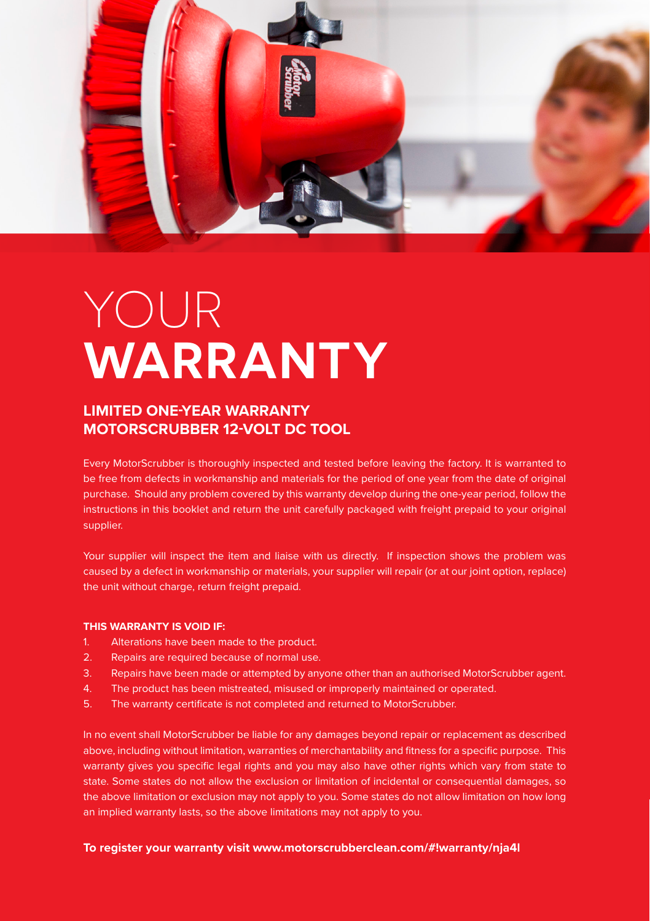# YOUR **WARRANTY**

## LIMITED ONE-YEAR WARRANTY
## MOTORSCRUBBER 12-VOLT DC TOOL

Every MotorScrubber is thoroughly inspected and tested before leaving the factory. It is warranted to be free from defects in workmanship and materials for the period of one year from the date of original purchase. Should any problem covered by this warranty develop during the one-year period, follow the instructions in this booklet and return the unit carefully packaged with freight prepaid to your original supplier.

Your supplier will inspect the item and liaise with us directly. If inspection shows the problem was caused by a defect in workmanship or materials, your supplier will repair (or at our joint option, replace) the unit without charge, return freight prepaid.

**THIS WARRANTY IS VOID IF:**

1. Alterations have been made to the product.
2. Repairs are required because of normal use.
3. Repairs have been made or attempted by anyone other than an authorised MotorScrubber agent.
4. The product has been mistreated, misused or improperly maintained or operated.
5. The warranty certificate is not completed and returned to MotorScrubber.

In no event shall MotorScrubber be liable for any damages beyond repair or replacement as described above, including without limitation, warranties of merchantability and fitness for a specific purpose. This warranty gives you specific legal rights and you may also have other rights which vary from state to state. Some states do not allow the exclusion or limitation of incidental or consequential damages, so the above limitation or exclusion may not apply to you. Some states do not allow limitation on how long an implied warranty lasts, so the above limitations may not apply to you.

**To register your warranty visit www.motorscrubberclean.com/#!warranty/nja4l**